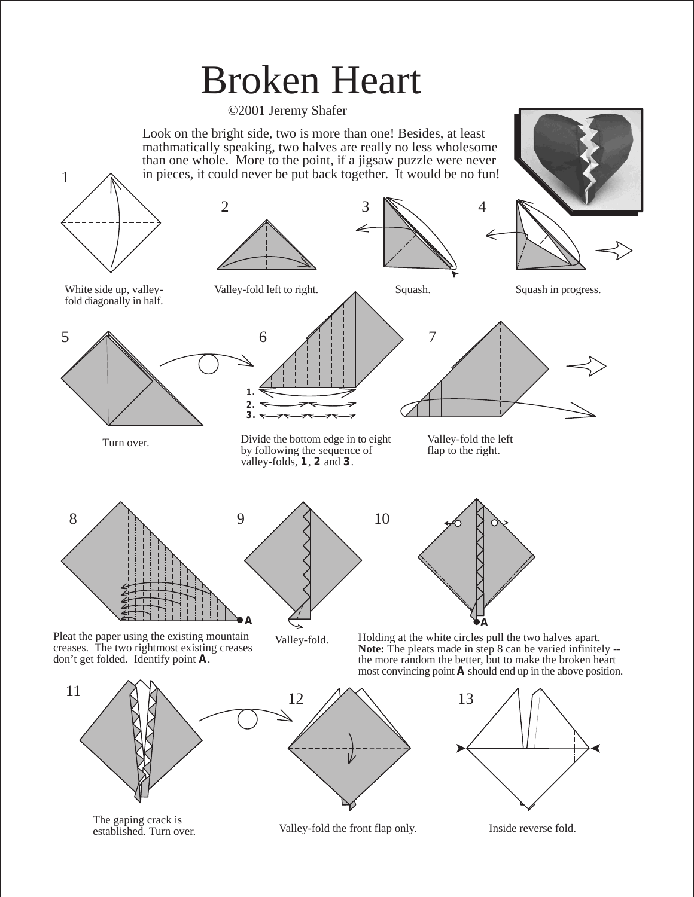# Broken Heart

©2001 Jeremy Shafer

Look on the bright side, two is more than one! Besides, at least mathmatically speaking, two halves are really no less wholesome than one whole. More to the point, if a jigsaw puzzle were never in pieces, it could never be put back together. It would be no fun!

1. White side up, valley-fold diagonally in half.
2. Valley-fold left to right.
3. Squash.
4. Squash in progress.
5. Turn over.
6. Divide the bottom edge in to eight by following the sequence of valley-folds, **1**, **2** and **3**.
7. Valley-fold the left flap to the right.
8. Pleat the paper using the existing mountain creases. The two rightmost existing creases don't get folded. Identify point **A**.
9. Valley-fold.
10. Holding at the white circles pull the two halves apart. **Note:** The pleats made in step 8 can be varied infinitely -- the more random the better, but to make the broken heart most convincing point **A** should end up in the above position.
11. The gaping crack is established. Turn over.
12. Valley-fold the front flap only.
13. Inside reverse fold.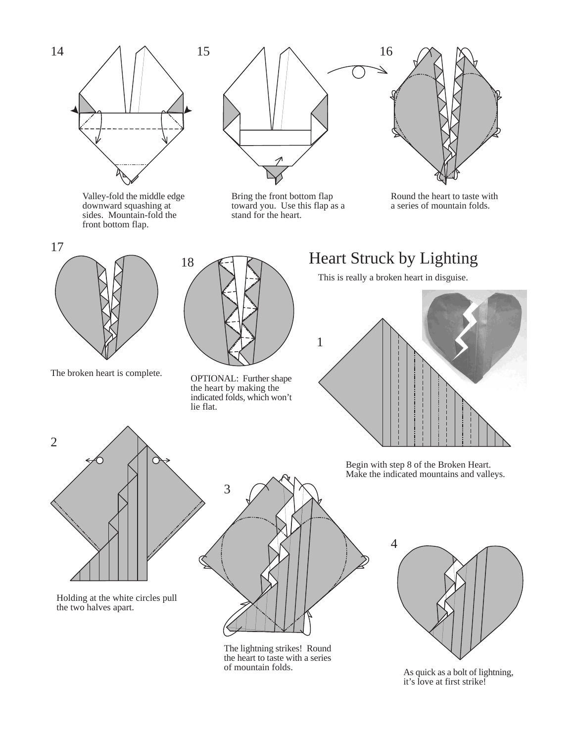14

Valley-fold the middle edge downward squashing at sides. Mountain-fold the front bottom flap.

15

Bring the front bottom flap toward you. Use this flap as a stand for the heart.

16

Round the heart to taste with a series of mountain folds.

17

The broken heart is complete.

18

OPTIONAL: Further shape the heart by making the indicated folds, which won't lie flat.

# Heart Struck by Lighting

This is really a broken heart in disguise.

1

Begin with step 8 of the Broken Heart. Make the indicated mountains and valleys.

2

Holding at the white circles pull the two halves apart.

3

The lightning strikes! Round the heart to taste with a series of mountain folds.

4

As quick as a bolt of lightning, it's love at first strike!